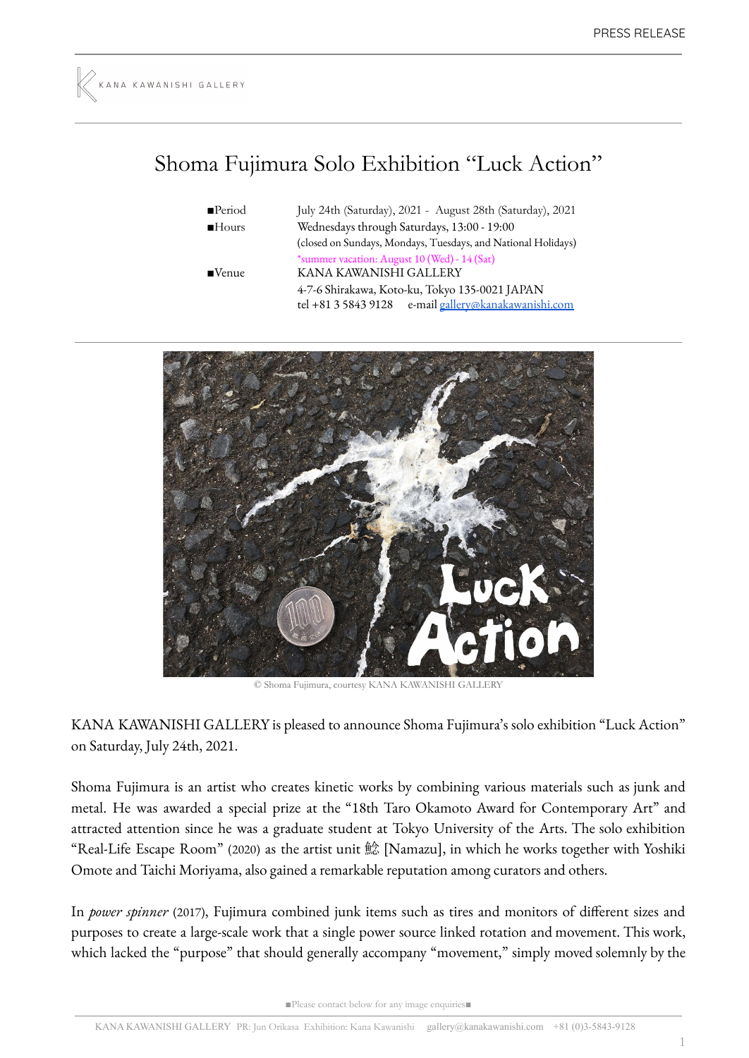# Shoma Fujimura Solo Exhibition "Luck Action"

| | |
|---|---|
| ■Period | July 24th (Saturday), 2021 - August 28th (Saturday), 2021 |
| ■Hours | Wednesdays through Saturdays, 13:00 - 19:00 |
| | (closed on Sundays, Mondays, Tuesdays, and National Holidays) |
| | *summer vacation: August 10 (Wed) - 14 (Sat) |
| ■Venue | KANA KAWANISHI GALLERY |
| | 4-7-6 Shirakawa, Koto-ku, Tokyo 135-0021 JAPAN |
| | tel +81 3 5843 9128 e-mail gallery@kanakawanishi.com |

© Shoma Fujimura, courtesy KANA KAWANISHI GALLERY

KANA KAWANISHI GALLERY is pleased to announce Shoma Fujimura's solo exhibition "Luck Action" on Saturday, July 24th, 2021.

Shoma Fujimura is an artist who creates kinetic works by combining various materials such as junk and metal. He was awarded a special prize at the "18th Taro Okamoto Award for Contemporary Art" and attracted attention since he was a graduate student at Tokyo University of the Arts. The solo exhibition "Real-Life Escape Room" (2020) as the artist unit 鯰 [Namazu], in which he works together with Yoshiki Omote and Taichi Moriyama, also gained a remarkable reputation among curators and others.

In *power spinner* (2017), Fujimura combined junk items such as tires and monitors of different sizes and purposes to create a large-scale work that a single power source linked rotation and movement. This work, which lacked the "purpose" that should generally accompany "movement," simply moved solemnly by the

■Please contact below for any image enquiries■

KANA KAWANISHI GALLERY PR: Jun Orikasa Exhibition: Kana Kawanishi gallery@kanakawanishi.com +81 (0)3-5843-9128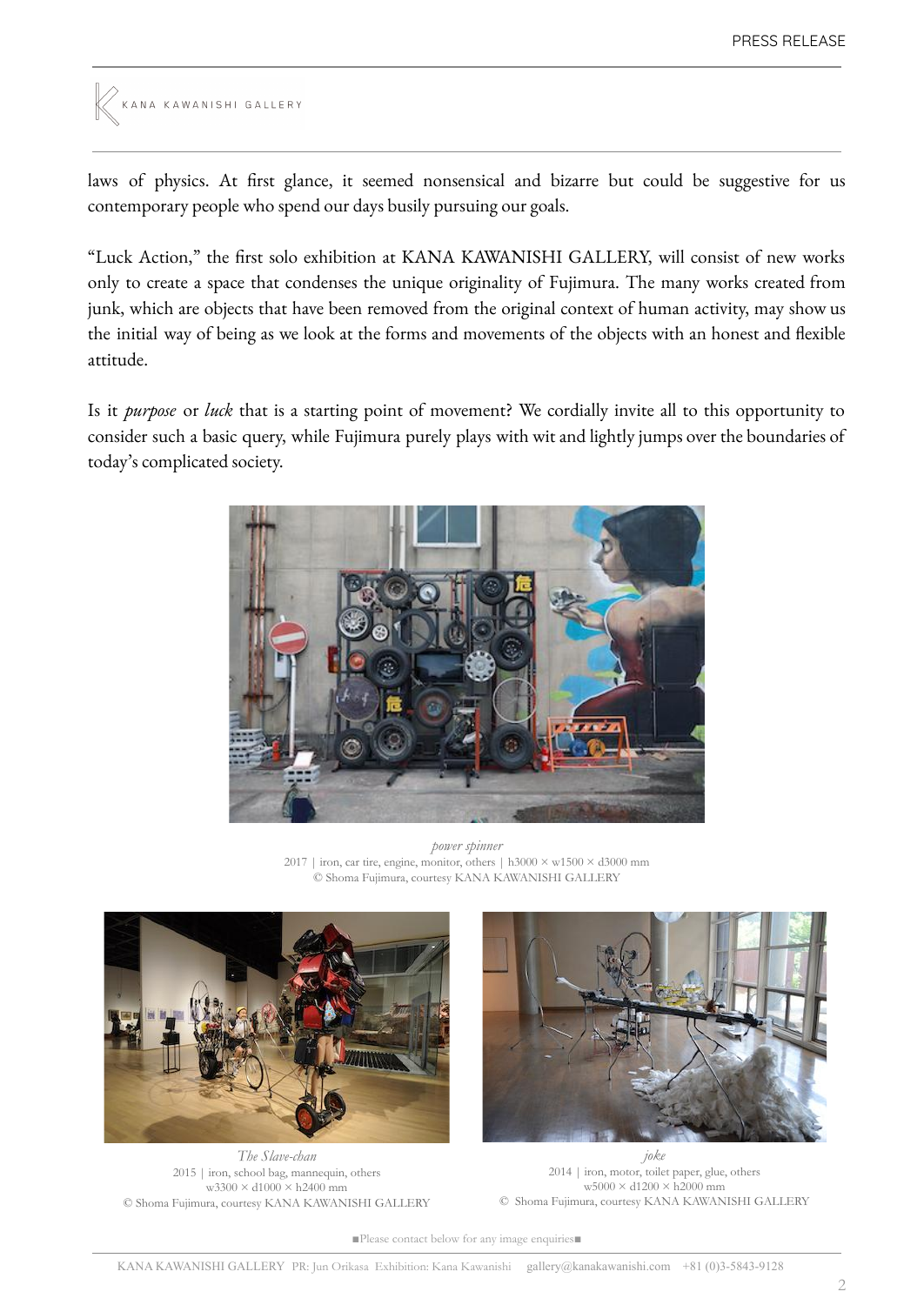laws of physics. At first glance, it seemed nonsensical and bizarre but could be suggestive for us contemporary people who spend our days busily pursuing our goals.

"Luck Action," the first solo exhibition at KANA KAWANISHI GALLERY, will consist of new works only to create a space that condenses the unique originality of Fujimura. The many works created from junk, which are objects that have been removed from the original context of human activity, may show us the initial way of being as we look at the forms and movements of the objects with an honest and flexible attitude.

Is it *purpose* or *luck* that is a starting point of movement? We cordially invite all to this opportunity to consider such a basic query, while Fujimura purely plays with wit and lightly jumps over the boundaries of today's complicated society.

*power spinner*
2017 | iron, car tire, engine, monitor, others | h3000 × w1500 × d3000 mm
© Shoma Fujimura, courtesy KANA KAWANISHI GALLERY

*The Slave-chan*
2015 | iron, school bag, mannequin, others
w3300 × d1000 × h2400 mm
© Shoma Fujimura, courtesy KANA KAWANISHI GALLERY

*joke*
2014 | iron, motor, toilet paper, glue, others
w5000 × d1200 × h2000 mm
© Shoma Fujimura, courtesy KANA KAWANISHI GALLERY

■Please contact below for any image enquiries■

KANA KAWANISHI GALLERY PR: Jun Orikasa Exhibition: Kana Kawanishi gallery@kanakawanishi.com +81 (0)3-5843-9128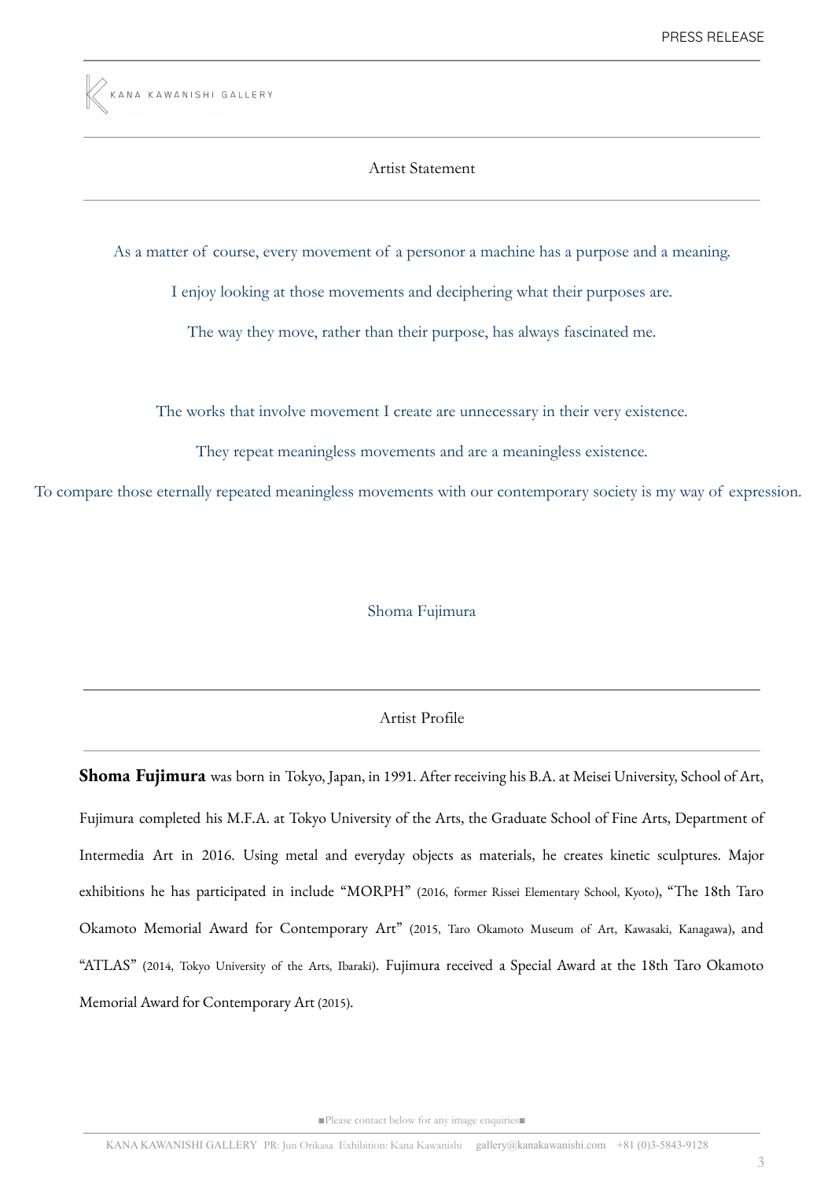KANA KAWANISHI GALLERY

## Artist Statement

As a matter of course, every movement of a personor a machine has a purpose and a meaning.

I enjoy looking at those movements and deciphering what their purposes are.

The way they move, rather than their purpose, has always fascinated me.

The works that involve movement I create are unnecessary in their very existence.

They repeat meaningless movements and are a meaningless existence.

To compare those eternally repeated meaningless movements with our contemporary society is my way of expression.

Shoma Fujimura

## Artist Profile

**Shoma Fujimura** was born in Tokyo, Japan, in 1991. After receiving his B.A. at Meisei University, School of Art, Fujimura completed his M.F.A. at Tokyo University of the Arts, the Graduate School of Fine Arts, Department of Intermedia Art in 2016. Using metal and everyday objects as materials, he creates kinetic sculptures. Major exhibitions he has participated in include “MORPH” (2016, former Rissei Elementary School, Kyoto), “The 18th Taro Okamoto Memorial Award for Contemporary Art” (2015, Taro Okamoto Museum of Art, Kawasaki, Kanagawa), and “ATLAS” (2014, Tokyo University of the Arts, Ibaraki). Fujimura received a Special Award at the 18th Taro Okamoto Memorial Award for Contemporary Art (2015).

■Please contact below for any image enquiries■

KANA KAWANISHI GALLERY PR: Jun Orikasa Exhibition: Kana Kawanishi gallery@kanakawanishi.com +81 (0)3-5843-9128